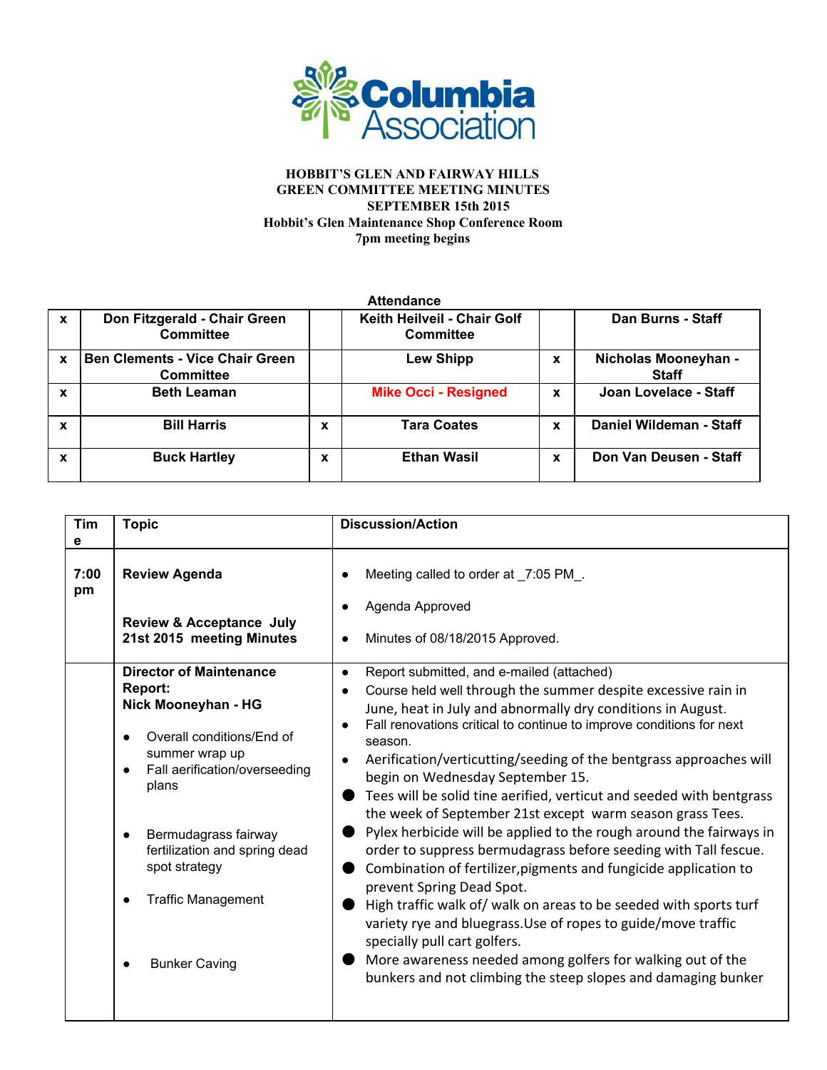# HOBBIT'S GLEN AND FAIRWAY HILLS
## GREEN COMMITTEE MEETING MINUTES
### SEPTEMBER 15th 2015
### Hobbit's Glen Maintenance Shop Conference Room
### 7pm meeting begins

**Attendance**

| | | | | | |
|---|---|---|---|---|---|
| x | Don Fitzgerald - Chair Green Committee | | Keith Heilveil - Chair Golf Committee | | Dan Burns - Staff |
| x | Ben Clements - Vice Chair Green Committee | | Lew Shipp | x | Nicholas Mooneyhan - Staff |
| x | Beth Leaman | | Mike Occi - Resigned | x | Joan Lovelace - Staff |
| x | Bill Harris | x | Tara Coates | x | Daniel Wildeman - Staff |
| x | Buck Hartley | x | Ethan Wasil | x | Don Van Deusen - Staff |

| Time | Topic | Discussion/Action |
|---|---|---|
| 7:00 pm | **Review Agenda**<br><br>**Review & Acceptance July 21st 2015 meeting Minutes** | • Meeting called to order at _7:05 PM_.<br>• Agenda Approved<br>• Minutes of 08/18/2015 Approved. |
| | **Director of Maintenance Report: Nick Mooneyhan - HG**<br>• Overall conditions/End of summer wrap up<br>• Fall aerification/overseeding plans<br>• Bermudagrass fairway fertilization and spring dead spot strategy<br>• Traffic Management<br>• Bunker Caving | • Report submitted, and e-mailed (attached)<br>• Course held well through the summer despite excessive rain in June, heat in July and abnormally dry conditions in August.<br>• Fall renovations critical to continue to improve conditions for next season.<br>• Aerification/verticutting/seeding of the bentgrass approaches will begin on Wednesday September 15.<br>• Tees will be solid tine aerified, verticut and seeded with bentgrass the week of September 21st except warm season grass Tees.<br>• Pylex herbicide will be applied to the rough around the fairways in order to suppress bermudagrass before seeding with Tall fescue.<br>• Combination of fertilizer,pigments and fungicide application to prevent Spring Dead Spot.<br>• High traffic walk of/ walk on areas to be seeded with sports turf variety rye and bluegrass.Use of ropes to guide/move traffic specially pull cart golfers.<br>• More awareness needed among golfers for walking out of the bunkers and not climbing the steep slopes and damaging bunker |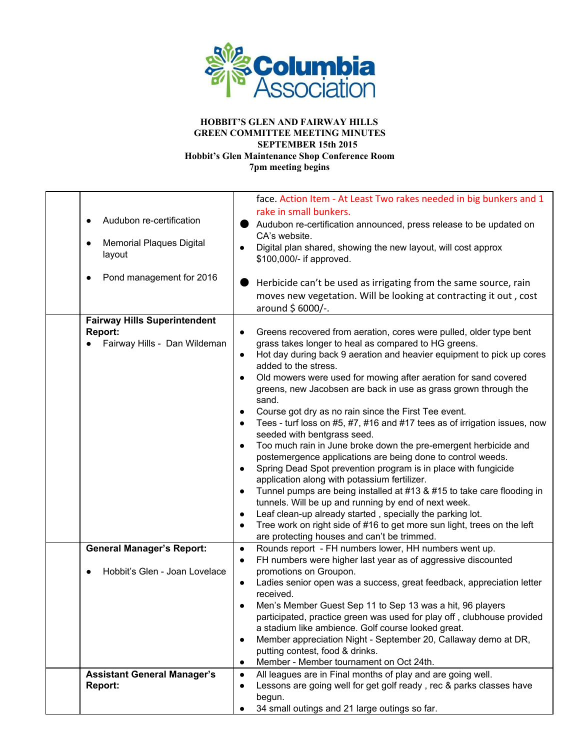**HOBBIT'S GLEN AND FAIRWAY HILLS**
**GREEN COMMITTEE MEETING MINUTES**
**SEPTEMBER 15th 2015**
**Hobbit's Glen Maintenance Shop Conference Room**
**7pm meeting begins**

| | | |
|---|---|---|
| | • Audubon re-certification<br>• Memorial Plaques Digital layout<br>• Pond management for 2016 | face. Action Item - At Least Two rakes needed in big bunkers and 1 rake in small bunkers.<br>• Audubon re-certification announced, press release to be updated on CA's website.<br>• Digital plan shared, showing the new layout, will cost approx $100,000/- if approved.<br>• Herbicide can't be used as irrigating from the same source, rain moves new vegetation. Will be looking at contracting it out , cost around $ 6000/-. |
| | **Fairway Hills Superintendent Report:**<br>• Fairway Hills - Dan Wildeman | • Greens recovered from aeration, cores were pulled, older type bent grass takes longer to heal as compared to HG greens.<br>• Hot day during back 9 aeration and heavier equipment to pick up cores added to the stress.<br>• Old mowers were used for mowing after aeration for sand covered greens, new Jacobsen are back in use as grass grown through the sand.<br>• Course got dry as no rain since the First Tee event.<br>• Tees - turf loss on #5, #7, #16 and #17 tees as of irrigation issues, now seeded with bentgrass seed.<br>• Too much rain in June broke down the pre-emergent herbicide and postemergence applications are being done to control weeds.<br>• Spring Dead Spot prevention program is in place with fungicide application along with potassium fertilizer.<br>• Tunnel pumps are being installed at #13 & #15 to take care flooding in tunnels. Will be up and running by end of next week.<br>• Leaf clean-up already started , specially the parking lot.<br>• Tree work on right side of #16 to get more sun light, trees on the left are protecting houses and can't be trimmed. |
| | **General Manager's Report:**<br>• Hobbit's Glen - Joan Lovelace | • Rounds report - FH numbers lower, HH numbers went up.<br>• FH numbers were higher last year as of aggressive discounted promotions on Groupon.<br>• Ladies senior open was a success, great feedback, appreciation letter received.<br>• Men's Member Guest Sep 11 to Sep 13 was a hit, 96 players participated, practice green was used for play off , clubhouse provided a stadium like ambience. Golf course looked great.<br>• Member appreciation Night - September 20, Callaway demo at DR, putting contest, food & drinks.<br>• Member - Member tournament on Oct 24th. |
| | **Assistant General Manager's Report:** | • All leagues are in Final months of play and are going well.<br>• Lessons are going well for get golf ready , rec & parks classes have begun.<br>• 34 small outings and 21 large outings so far. |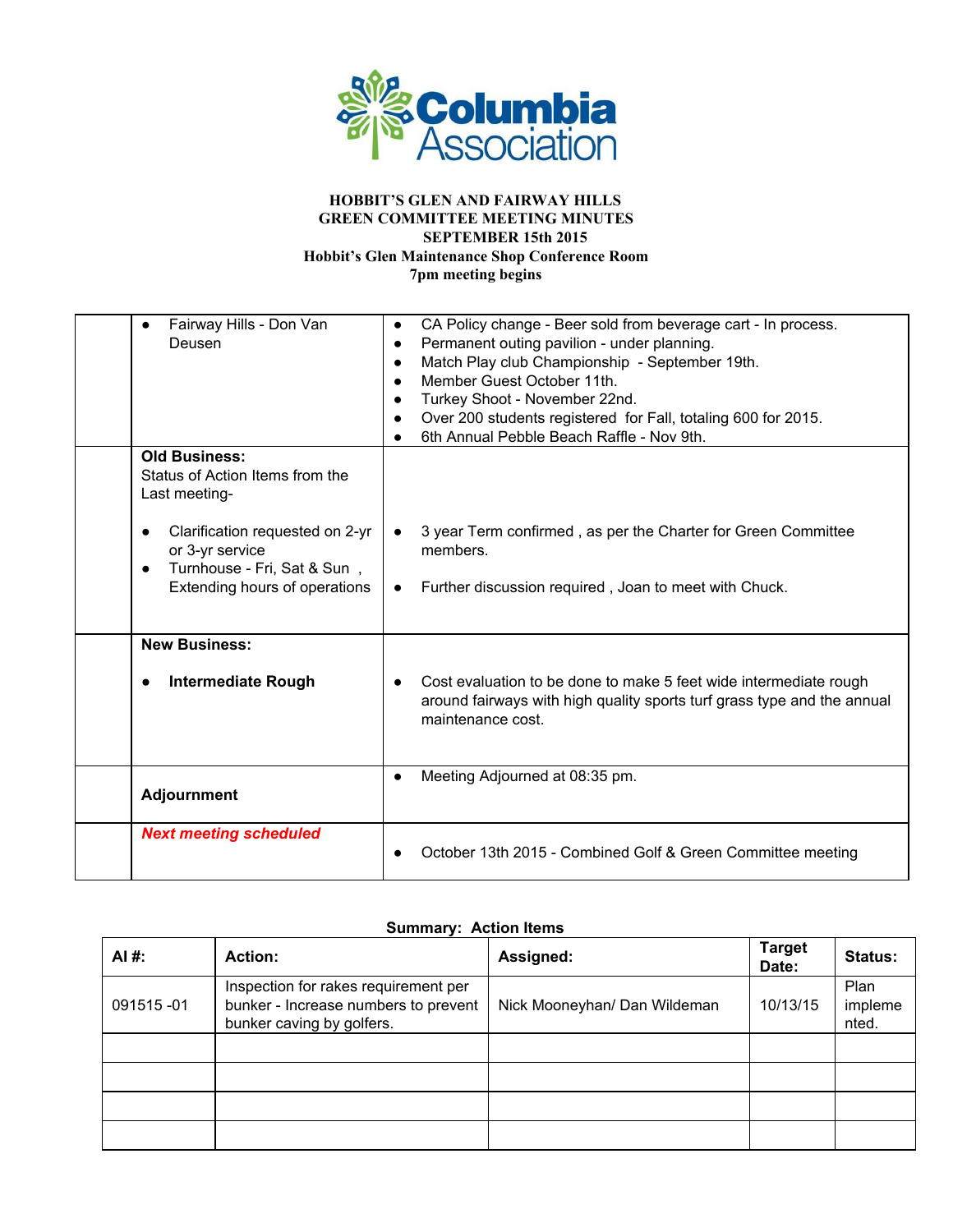**HOBBIT'S GLEN AND FAIRWAY HILLS**
**GREEN COMMITTEE MEETING MINUTES**
**SEPTEMBER 15th 2015**
**Hobbit's Glen Maintenance Shop Conference Room**
**7pm meeting begins**

| | | |
|---|---|---|
| | • Fairway Hills - Don Van Deusen | • CA Policy change - Beer sold from beverage cart - In process.<br>• Permanent outing pavilion - under planning.<br>• Match Play club Championship - September 19th.<br>• Member Guest October 11th.<br>• Turkey Shoot - November 22nd.<br>• Over 200 students registered for Fall, totaling 600 for 2015.<br>• 6th Annual Pebble Beach Raffle - Nov 9th. |
| | **Old Business:**<br>Status of Action Items from the Last meeting-<br>• Clarification requested on 2-yr or 3-yr service<br>• Turnhouse - Fri, Sat & Sun , Extending hours of operations | • 3 year Term confirmed , as per the Charter for Green Committee members.<br>• Further discussion required , Joan to meet with Chuck. |
| | **New Business:**<br>• **Intermediate Rough** | • Cost evaluation to be done to make 5 feet wide intermediate rough around fairways with high quality sports turf grass type and the annual maintenance cost. |
| | **Adjournment** | • Meeting Adjourned at 08:35 pm. |
| | ***Next meeting scheduled*** | • October 13th 2015 - Combined Golf & Green Committee meeting |

**Summary: Action Items**

| AI #: | Action: | Assigned: | Target Date: | Status: |
|---|---|---|---|---|
| 091515 -01 | Inspection for rakes requirement per bunker - Increase numbers to prevent bunker caving by golfers. | Nick Mooneyhan/ Dan Wildeman | 10/13/15 | Plan implemented. |
| | | | | |
| | | | | |
| | | | | |
| | | | | |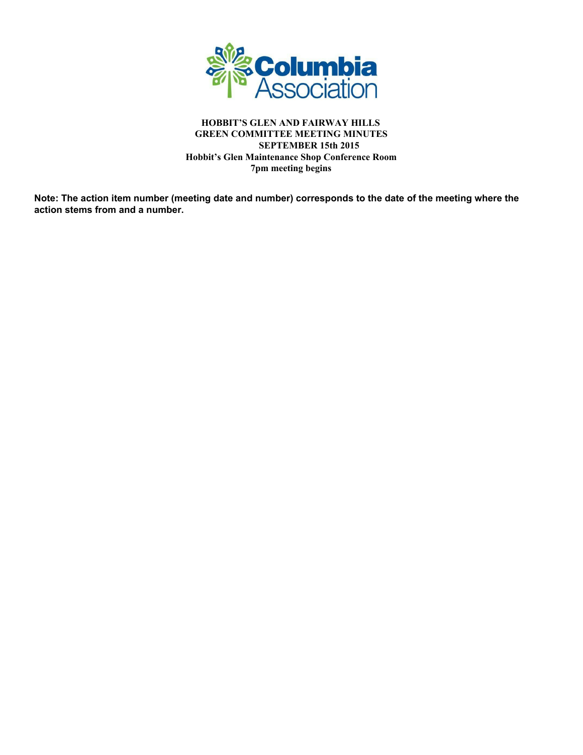**HOBBIT'S GLEN AND FAIRWAY HILLS**
**GREEN COMMITTEE MEETING MINUTES**
**SEPTEMBER 15th 2015**
**Hobbit's Glen Maintenance Shop Conference Room**
**7pm meeting begins**

**Note: The action item number (meeting date and number) corresponds to the date of the meeting where the action stems from and a number.**